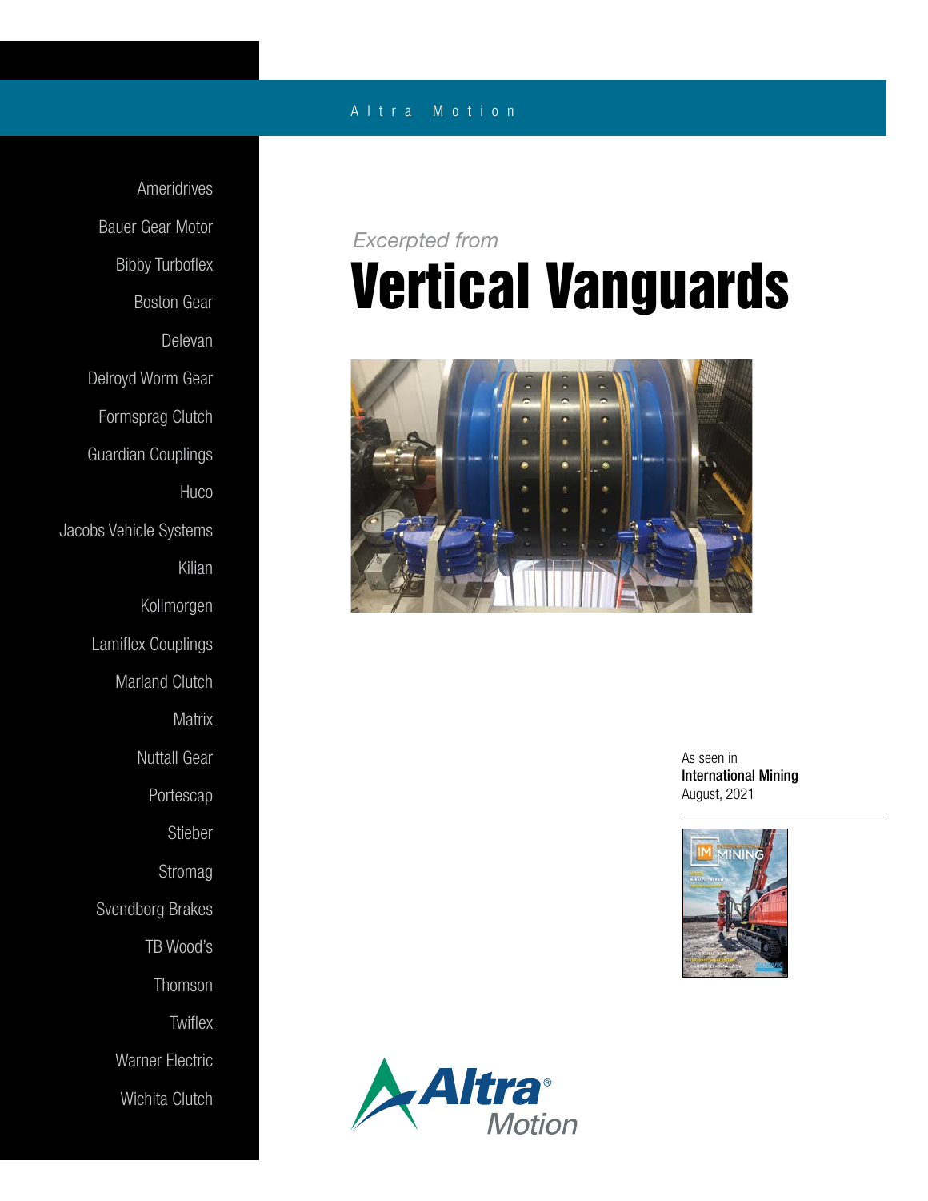Altra Motion

Ameridrives
Bauer Gear Motor
Bibby Turboflex
Boston Gear
Delevan
Delroyd Worm Gear
Formsprag Clutch
Guardian Couplings
Huco
Jacobs Vehicle Systems
Kilian
Kollmorgen
Lamiflex Couplings
Marland Clutch
Matrix
Nuttall Gear
Portescap
Stieber
Stromag
Svendborg Brakes
TB Wood's
Thomson
Twiflex
Warner Electric
Wichita Clutch

*Excerpted from*

# Vertical Vanguards

As seen in
**International Mining**
August, 2021

Altra® Motion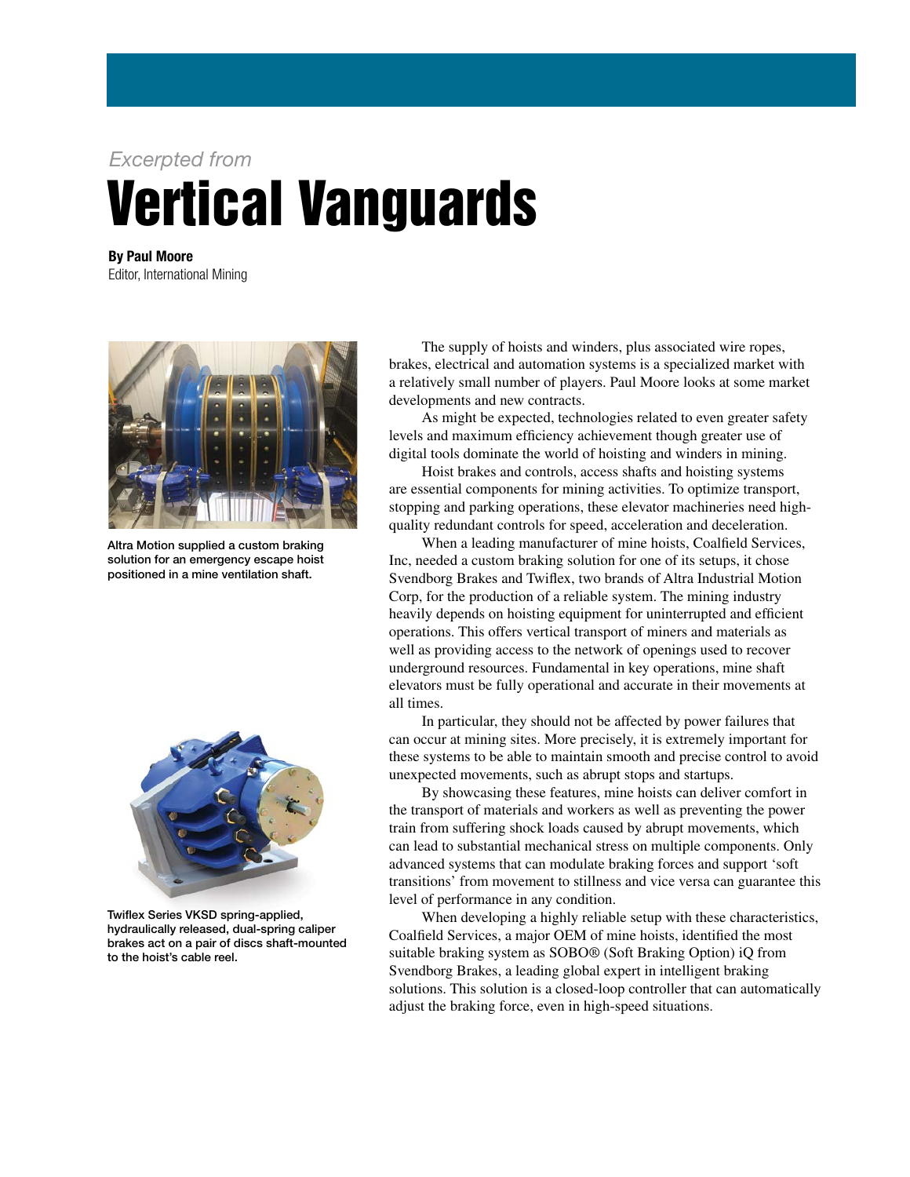*Excerpted from*

# Vertical Vanguards

**By Paul Moore**
Editor, International Mining

Altra Motion supplied a custom braking solution for an emergency escape hoist positioned in a mine ventilation shaft.

Twiflex Series VKSD spring-applied, hydraulically released, dual-spring caliper brakes act on a pair of discs shaft-mounted to the hoist's cable reel.

The supply of hoists and winders, plus associated wire ropes, brakes, electrical and automation systems is a specialized market with a relatively small number of players. Paul Moore looks at some market developments and new contracts.

As might be expected, technologies related to even greater safety levels and maximum efficiency achievement though greater use of digital tools dominate the world of hoisting and winders in mining.

Hoist brakes and controls, access shafts and hoisting systems are essential components for mining activities. To optimize transport, stopping and parking operations, these elevator machineries need high-quality redundant controls for speed, acceleration and deceleration.

When a leading manufacturer of mine hoists, Coalfield Services, Inc, needed a custom braking solution for one of its setups, it chose Svendborg Brakes and Twiflex, two brands of Altra Industrial Motion Corp, for the production of a reliable system. The mining industry heavily depends on hoisting equipment for uninterrupted and efficient operations. This offers vertical transport of miners and materials as well as providing access to the network of openings used to recover underground resources. Fundamental in key operations, mine shaft elevators must be fully operational and accurate in their movements at all times.

In particular, they should not be affected by power failures that can occur at mining sites. More precisely, it is extremely important for these systems to be able to maintain smooth and precise control to avoid unexpected movements, such as abrupt stops and startups.

By showcasing these features, mine hoists can deliver comfort in the transport of materials and workers as well as preventing the power train from suffering shock loads caused by abrupt movements, which can lead to substantial mechanical stress on multiple components. Only advanced systems that can modulate braking forces and support 'soft transitions' from movement to stillness and vice versa can guarantee this level of performance in any condition.

When developing a highly reliable setup with these characteristics, Coalfield Services, a major OEM of mine hoists, identified the most suitable braking system as SOBO® (Soft Braking Option) iQ from Svendborg Brakes, a leading global expert in intelligent braking solutions. This solution is a closed-loop controller that can automatically adjust the braking force, even in high-speed situations.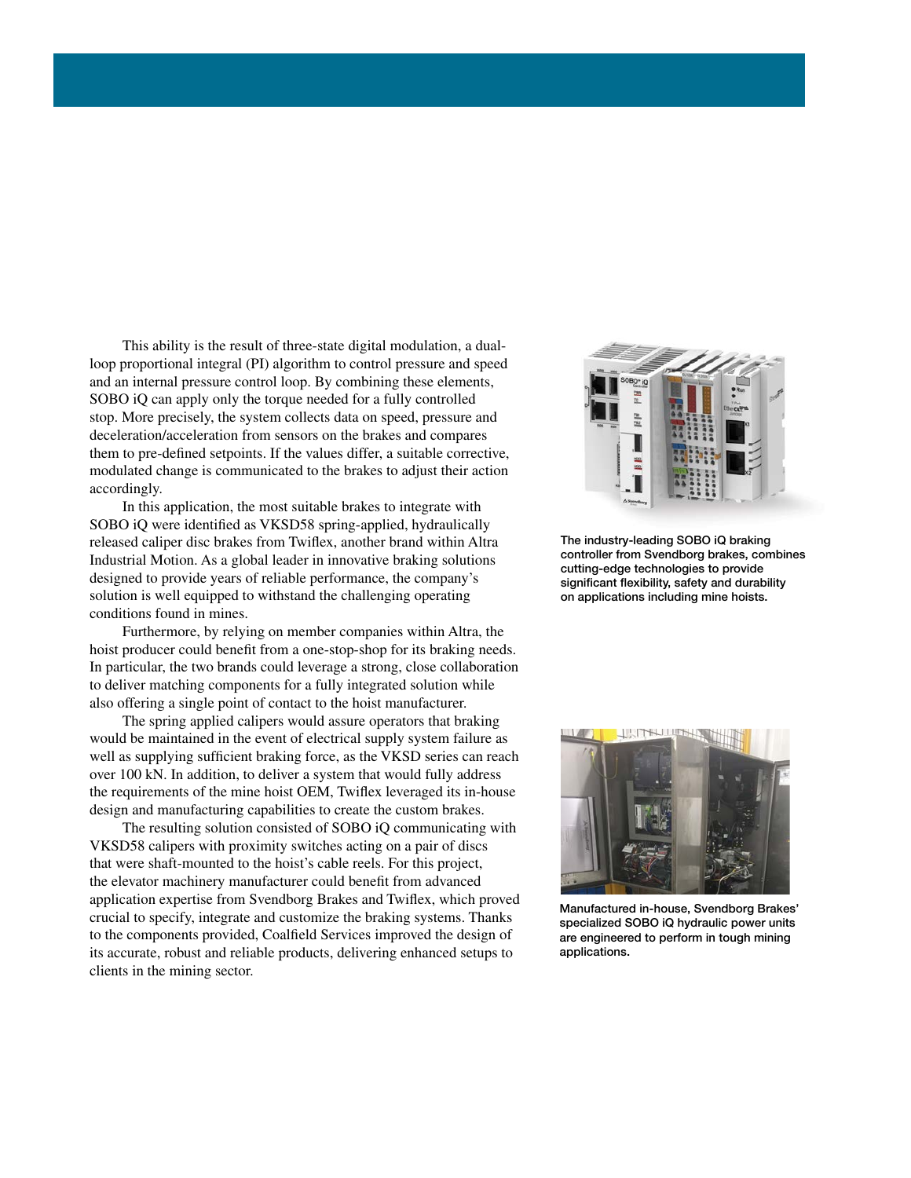This ability is the result of three-state digital modulation, a dual-loop proportional integral (PI) algorithm to control pressure and speed and an internal pressure control loop. By combining these elements, SOBO iQ can apply only the torque needed for a fully controlled stop. More precisely, the system collects data on speed, pressure and deceleration/acceleration from sensors on the brakes and compares them to pre-defined setpoints. If the values differ, a suitable corrective, modulated change is communicated to the brakes to adjust their action accordingly.

In this application, the most suitable brakes to integrate with SOBO iQ were identified as VKSD58 spring-applied, hydraulically released caliper disc brakes from Twiflex, another brand within Altra Industrial Motion. As a global leader in innovative braking solutions designed to provide years of reliable performance, the company's solution is well equipped to withstand the challenging operating conditions found in mines.

Furthermore, by relying on member companies within Altra, the hoist producer could benefit from a one-stop-shop for its braking needs. In particular, the two brands could leverage a strong, close collaboration to deliver matching components for a fully integrated solution while also offering a single point of contact to the hoist manufacturer.

The spring applied calipers would assure operators that braking would be maintained in the event of electrical supply system failure as well as supplying sufficient braking force, as the VKSD series can reach over 100 kN. In addition, to deliver a system that would fully address the requirements of the mine hoist OEM, Twiflex leveraged its in-house design and manufacturing capabilities to create the custom brakes.

The resulting solution consisted of SOBO iQ communicating with VKSD58 calipers with proximity switches acting on a pair of discs that were shaft-mounted to the hoist's cable reels. For this project, the elevator machinery manufacturer could benefit from advanced application expertise from Svendborg Brakes and Twiflex, which proved crucial to specify, integrate and customize the braking systems. Thanks to the components provided, Coalfield Services improved the design of its accurate, robust and reliable products, delivering enhanced setups to clients in the mining sector.

**The industry-leading SOBO iQ braking controller from Svendborg brakes, combines cutting-edge technologies to provide significant flexibility, safety and durability on applications including mine hoists.**

**Manufactured in-house, Svendborg Brakes' specialized SOBO iQ hydraulic power units are engineered to perform in tough mining applications.**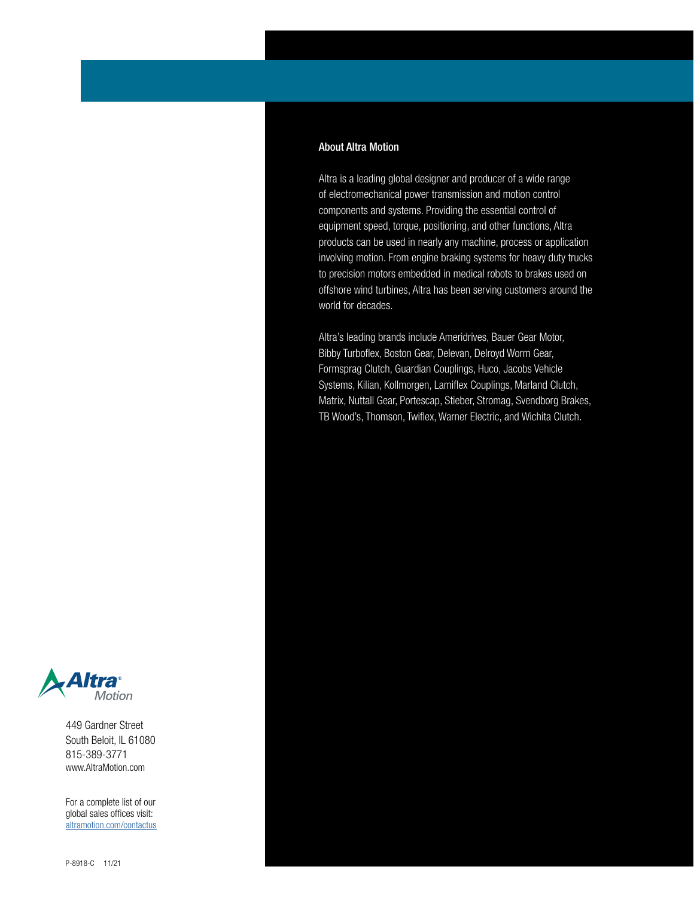## About Altra Motion

Altra is a leading global designer and producer of a wide range of electromechanical power transmission and motion control components and systems. Providing the essential control of equipment speed, torque, positioning, and other functions, Altra products can be used in nearly any machine, process or application involving motion. From engine braking systems for heavy duty trucks to precision motors embedded in medical robots to brakes used on offshore wind turbines, Altra has been serving customers around the world for decades.

Altra's leading brands include Ameridrives, Bauer Gear Motor, Bibby Turboflex, Boston Gear, Delevan, Delroyd Worm Gear, Formsprag Clutch, Guardian Couplings, Huco, Jacobs Vehicle Systems, Kilian, Kollmorgen, Lamiflex Couplings, Marland Clutch, Matrix, Nuttall Gear, Portescap, Stieber, Stromag, Svendborg Brakes, TB Wood's, Thomson, Twiflex, Warner Electric, and Wichita Clutch.

Altra Motion

449 Gardner Street
South Beloit, IL 61080
815-389-3771
www.AltraMotion.com

For a complete list of our global sales offices visit:
altramotion.com/contactus

P-8918-C 11/21